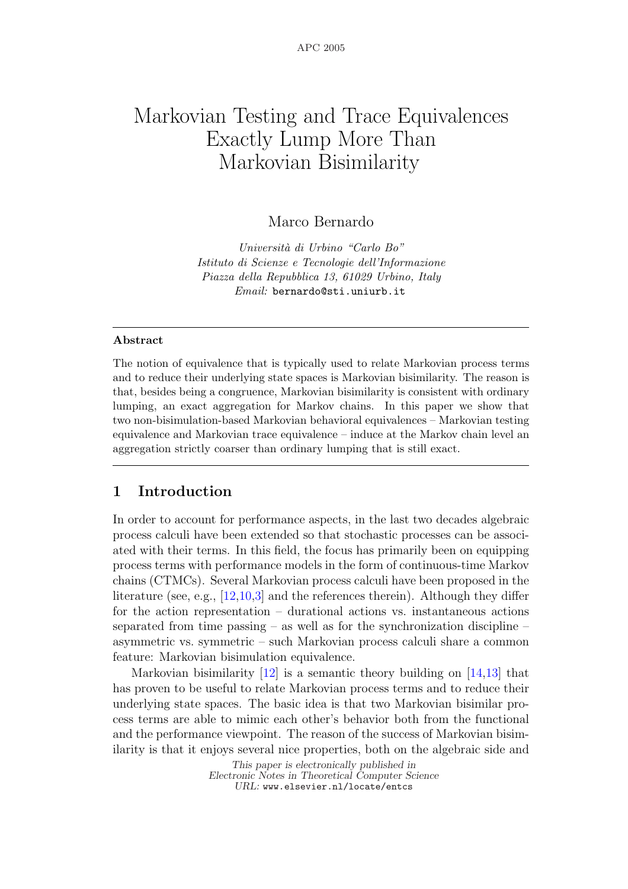# Markovian Testing and Trace Equivalences Exactly Lump More Than Markovian Bisimilarity

Marco Bernardo

*Università di Urbino "Carlo Bo"*
*Istituto di Scienze e Tecnologie dell'Informazione*
*Piazza della Repubblica 13, 61029 Urbino, Italy*
*Email:* bernardo@sti.uniurb.it

## Abstract

The notion of equivalence that is typically used to relate Markovian process terms and to reduce their underlying state spaces is Markovian bisimilarity. The reason is that, besides being a congruence, Markovian bisimilarity is consistent with ordinary lumping, an exact aggregation for Markov chains. In this paper we show that two non-bisimulation-based Markovian behavioral equivalences – Markovian testing equivalence and Markovian trace equivalence – induce at the Markov chain level an aggregation strictly coarser than ordinary lumping that is still exact.

## 1 Introduction

In order to account for performance aspects, in the last two decades algebraic process calculi have been extended so that stochastic processes can be associated with their terms. In this field, the focus has primarily been on equipping process terms with performance models in the form of continuous-time Markov chains (CTMCs). Several Markovian process calculi have been proposed in the literature (see, e.g., [12,10,3] and the references therein). Although they differ for the action representation – durational actions vs. instantaneous actions separated from time passing – as well as for the synchronization discipline – asymmetric vs. symmetric – such Markovian process calculi share a common feature: Markovian bisimulation equivalence.

Markovian bisimilarity [12] is a semantic theory building on [14,13] that has proven to be useful to relate Markovian process terms and to reduce their underlying state spaces. The basic idea is that two Markovian bisimilar process terms are able to mimic each other's behavior both from the functional and the performance viewpoint. The reason of the success of Markovian bisimilarity is that it enjoys several nice properties, both on the algebraic side and

*This paper is electronically published in*
*Electronic Notes in Theoretical Computer Science*
*URL:* www.elsevier.nl/locate/entcs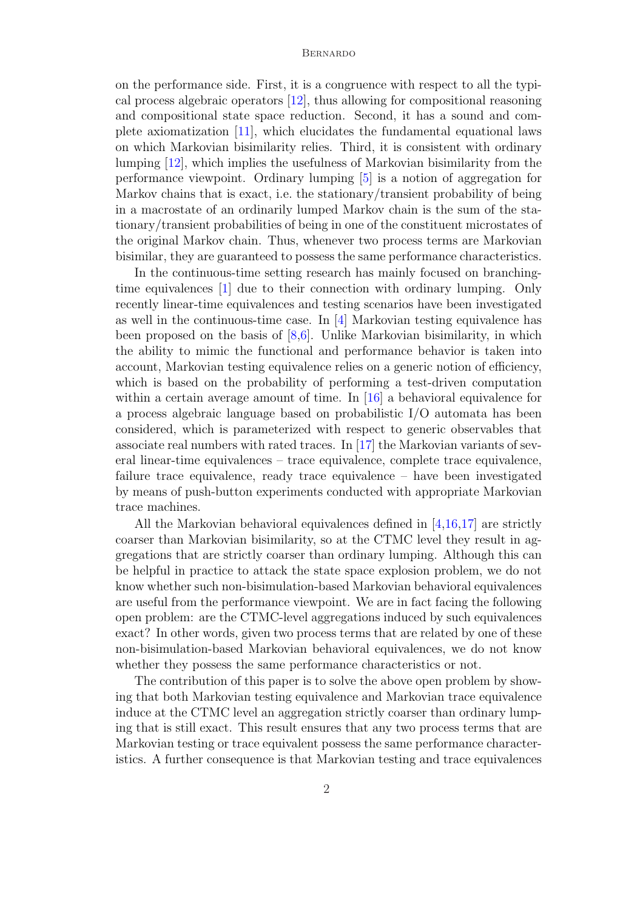on the performance side. First, it is a congruence with respect to all the typical process algebraic operators [12], thus allowing for compositional reasoning and compositional state space reduction. Second, it has a sound and complete axiomatization [11], which elucidates the fundamental equational laws on which Markovian bisimilarity relies. Third, it is consistent with ordinary lumping [12], which implies the usefulness of Markovian bisimilarity from the performance viewpoint. Ordinary lumping [5] is a notion of aggregation for Markov chains that is exact, i.e. the stationary/transient probability of being in a macrostate of an ordinarily lumped Markov chain is the sum of the stationary/transient probabilities of being in one of the constituent microstates of the original Markov chain. Thus, whenever two process terms are Markovian bisimilar, they are guaranteed to possess the same performance characteristics.

In the continuous-time setting research has mainly focused on branching-time equivalences [1] due to their connection with ordinary lumping. Only recently linear-time equivalences and testing scenarios have been investigated as well in the continuous-time case. In [4] Markovian testing equivalence has been proposed on the basis of [8,6]. Unlike Markovian bisimilarity, in which the ability to mimic the functional and performance behavior is taken into account, Markovian testing equivalence relies on a generic notion of efficiency, which is based on the probability of performing a test-driven computation within a certain average amount of time. In [16] a behavioral equivalence for a process algebraic language based on probabilistic I/O automata has been considered, which is parameterized with respect to generic observables that associate real numbers with rated traces. In [17] the Markovian variants of several linear-time equivalences – trace equivalence, complete trace equivalence, failure trace equivalence, ready trace equivalence – have been investigated by means of push-button experiments conducted with appropriate Markovian trace machines.

All the Markovian behavioral equivalences defined in [4,16,17] are strictly coarser than Markovian bisimilarity, so at the CTMC level they result in aggregations that are strictly coarser than ordinary lumping. Although this can be helpful in practice to attack the state space explosion problem, we do not know whether such non-bisimulation-based Markovian behavioral equivalences are useful from the performance viewpoint. We are in fact facing the following open problem: are the CTMC-level aggregations induced by such equivalences exact? In other words, given two process terms that are related by one of these non-bisimulation-based Markovian behavioral equivalences, we do not know whether they possess the same performance characteristics or not.

The contribution of this paper is to solve the above open problem by showing that both Markovian testing equivalence and Markovian trace equivalence induce at the CTMC level an aggregation strictly coarser than ordinary lumping that is still exact. This result ensures that any two process terms that are Markovian testing or trace equivalent possess the same performance characteristics. A further consequence is that Markovian testing and trace equivalences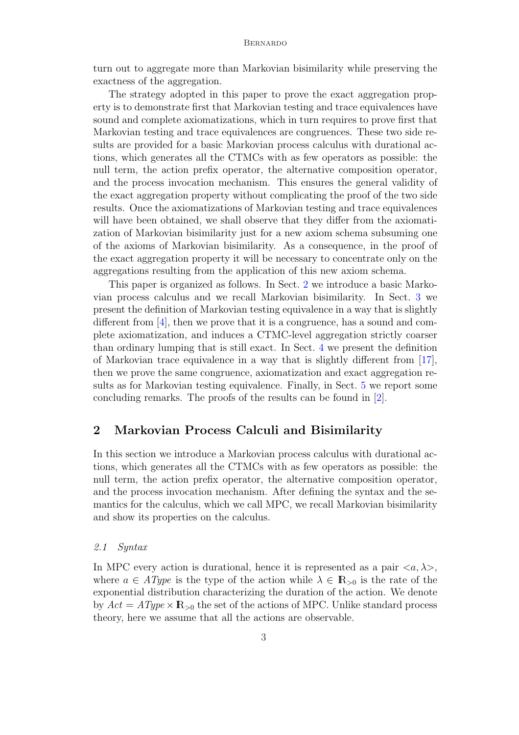turn out to aggregate more than Markovian bisimilarity while preserving the exactness of the aggregation.

The strategy adopted in this paper to prove the exact aggregation property is to demonstrate first that Markovian testing and trace equivalences have sound and complete axiomatizations, which in turn requires to prove first that Markovian testing and trace equivalences are congruences. These two side results are provided for a basic Markovian process calculus with durational actions, which generates all the CTMCs with as few operators as possible: the null term, the action prefix operator, the alternative composition operator, and the process invocation mechanism. This ensures the general validity of the exact aggregation property without complicating the proof of the two side results. Once the axiomatizations of Markovian testing and trace equivalences will have been obtained, we shall observe that they differ from the axiomatization of Markovian bisimilarity just for a new axiom schema subsuming one of the axioms of Markovian bisimilarity. As a consequence, in the proof of the exact aggregation property it will be necessary to concentrate only on the aggregations resulting from the application of this new axiom schema.

This paper is organized as follows. In Sect. 2 we introduce a basic Markovian process calculus and we recall Markovian bisimilarity. In Sect. 3 we present the definition of Markovian testing equivalence in a way that is slightly different from [4], then we prove that it is a congruence, has a sound and complete axiomatization, and induces a CTMC-level aggregation strictly coarser than ordinary lumping that is still exact. In Sect. 4 we present the definition of Markovian trace equivalence in a way that is slightly different from [17], then we prove the same congruence, axiomatization and exact aggregation results as for Markovian testing equivalence. Finally, in Sect. 5 we report some concluding remarks. The proofs of the results can be found in [2].

## 2 Markovian Process Calculi and Bisimilarity

In this section we introduce a Markovian process calculus with durational actions, which generates all the CTMCs with as few operators as possible: the null term, the action prefix operator, the alternative composition operator, and the process invocation mechanism. After defining the syntax and the semantics for the calculus, which we call MPC, we recall Markovian bisimilarity and show its properties on the calculus.

### *2.1 Syntax*

In MPC every action is durational, hence it is represented as a pair $<a, \lambda>$, where $a \in \mathit{AType}$ is the type of the action while $\lambda \in \mathbb{R}_{>0}$ is the rate of the exponential distribution characterizing the duration of the action. We denote by $\mathit{Act} = \mathit{AType} \times \mathbb{R}_{>0}$ the set of the actions of MPC. Unlike standard process theory, here we assume that all the actions are observable.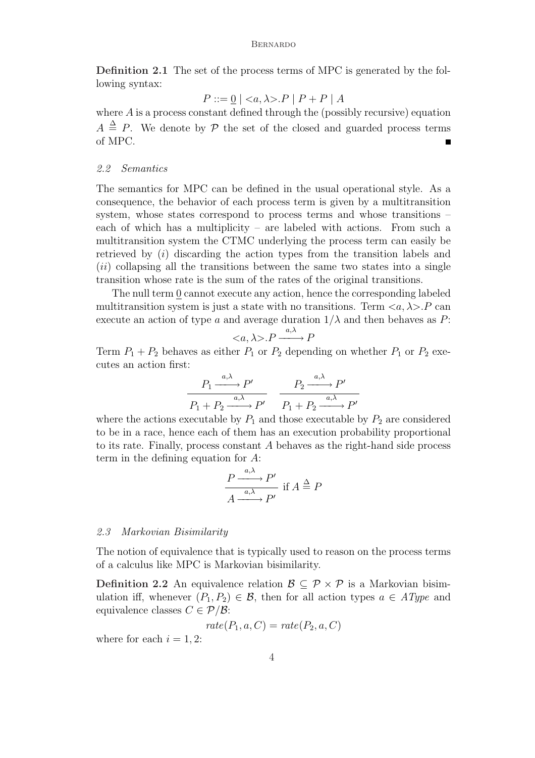**Definition 2.1** The set of the process terms of MPC is generated by the following syntax:

$$P ::= \underline{0} \mid <a, \lambda>.P \mid P + P \mid A$$

where $A$ is a process constant defined through the (possibly recursive) equation $A \stackrel{\Delta}{=} P$. We denote by $\mathcal{P}$ the set of the closed and guarded process terms of MPC. ∎

### 2.2 Semantics

The semantics for MPC can be defined in the usual operational style. As a consequence, the behavior of each process term is given by a multitransition system, whose states correspond to process terms and whose transitions – each of which has a multiplicity – are labeled with actions. From such a multitransition system the CTMC underlying the process term can easily be retrieved by $(i)$ discarding the action types from the transition labels and $(ii)$ collapsing all the transitions between the same two states into a single transition whose rate is the sum of the rates of the original transitions.

The null term $\underline{0}$ cannot execute any action, hence the corresponding labeled multitransition system is just a state with no transitions. Term $<a, \lambda>.P$ can execute an action of type $a$ and average duration $1/\lambda$ and then behaves as $P$:

$$<a, \lambda>.P \xrightarrow{a,\lambda} P$$

Term $P_1 + P_2$ behaves as either $P_1$ or $P_2$ depending on whether $P_1$ or $P_2$ executes an action first:

$$\frac{P_1 \xrightarrow{a,\lambda} P'}{P_1 + P_2 \xrightarrow{a,\lambda} P'} \qquad \frac{P_2 \xrightarrow{a,\lambda} P'}{P_1 + P_2 \xrightarrow{a,\lambda} P'}$$

where the actions executable by $P_1$ and those executable by $P_2$ are considered to be in a race, hence each of them has an execution probability proportional to its rate. Finally, process constant $A$ behaves as the right-hand side process term in the defining equation for $A$:

$$\frac{P \xrightarrow{a,\lambda} P'}{A \xrightarrow{a,\lambda} P'} \text{ if } A \stackrel{\Delta}{=} P$$

### 2.3 Markovian Bisimilarity

The notion of equivalence that is typically used to reason on the process terms of a calculus like MPC is Markovian bisimilarity.

**Definition 2.2** An equivalence relation $\mathcal{B} \subseteq \mathcal{P} \times \mathcal{P}$ is a Markovian bisimulation iff, whenever $(P_1, P_2) \in \mathcal{B}$, then for all action types $a \in AType$ and equivalence classes $C \in \mathcal{P}/\mathcal{B}$:

$$rate(P_1, a, C) = rate(P_2, a, C)$$

where for each $i = 1, 2$: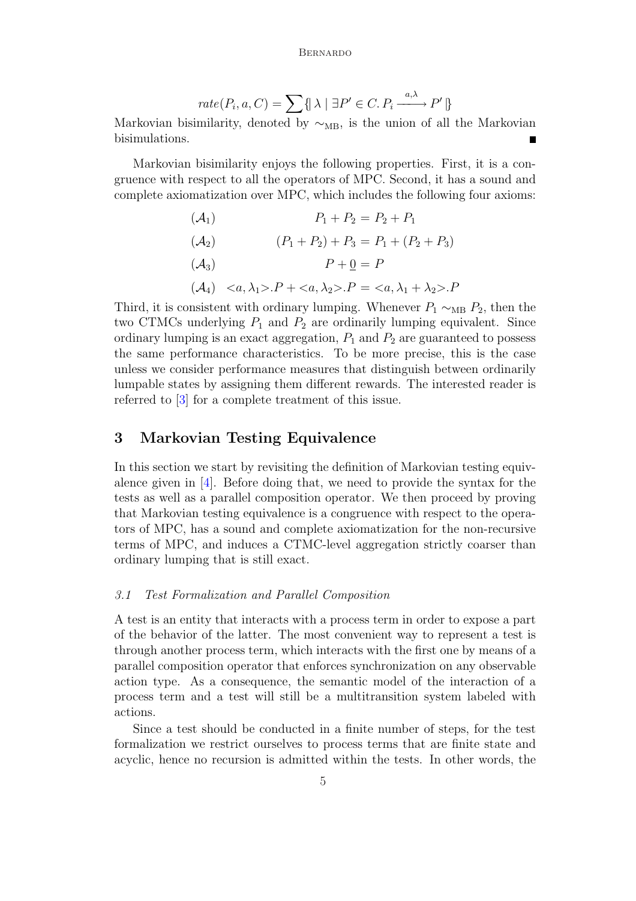$$rate(P_i, a, C) = \sum \{\!| \lambda \mid \exists P' \in C.\, P_i \xrightarrow{a,\lambda} P' |\!\}$$

Markovian bisimilarity, denoted by $\sim_{\rm MB}$, is the union of all the Markovian bisimulations. ■

Markovian bisimilarity enjoys the following properties. First, it is a congruence with respect to all the operators of MPC. Second, it has a sound and complete axiomatization over MPC, which includes the following four axioms:

$$(\mathcal{A}_1) \qquad P_1 + P_2 = P_2 + P_1$$

$$(\mathcal{A}_2) \qquad (P_1 + P_2) + P_3 = P_1 + (P_2 + P_3)$$

$$(\mathcal{A}_3) \qquad P + \underline{0} = P$$

$$(\mathcal{A}_4) \quad <a, \lambda_1>.P + <a, \lambda_2>.P = <a, \lambda_1 + \lambda_2>.P$$

Third, it is consistent with ordinary lumping. Whenever $P_1 \sim_{\rm MB} P_2$, then the two CTMCs underlying $P_1$ and $P_2$ are ordinarily lumping equivalent. Since ordinary lumping is an exact aggregation, $P_1$ and $P_2$ are guaranteed to possess the same performance characteristics. To be more precise, this is the case unless we consider performance measures that distinguish between ordinarily lumpable states by assigning them different rewards. The interested reader is referred to [3] for a complete treatment of this issue.

## 3 Markovian Testing Equivalence

In this section we start by revisiting the definition of Markovian testing equivalence given in [4]. Before doing that, we need to provide the syntax for the tests as well as a parallel composition operator. We then proceed by proving that Markovian testing equivalence is a congruence with respect to the operators of MPC, has a sound and complete axiomatization for the non-recursive terms of MPC, and induces a CTMC-level aggregation strictly coarser than ordinary lumping that is still exact.

### *3.1 Test Formalization and Parallel Composition*

A test is an entity that interacts with a process term in order to expose a part of the behavior of the latter. The most convenient way to represent a test is through another process term, which interacts with the first one by means of a parallel composition operator that enforces synchronization on any observable action type. As a consequence, the semantic model of the interaction of a process term and a test will still be a multitransition system labeled with actions.

Since a test should be conducted in a finite number of steps, for the test formalization we restrict ourselves to process terms that are finite state and acyclic, hence no recursion is admitted within the tests. In other words, the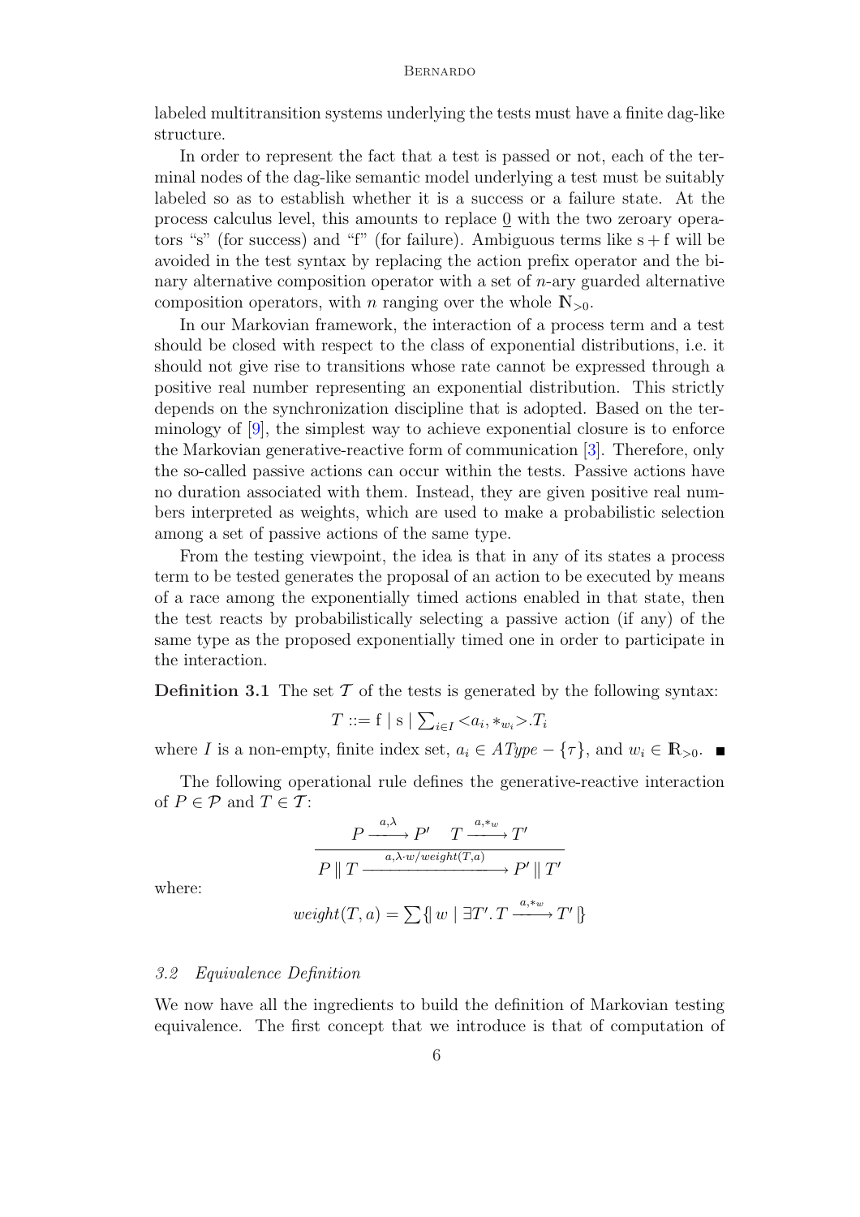labeled multitransition systems underlying the tests must have a finite dag-like structure.

In order to represent the fact that a test is passed or not, each of the terminal nodes of the dag-like semantic model underlying a test must be suitably labeled so as to establish whether it is a success or a failure state. At the process calculus level, this amounts to replace $\underline{0}$ with the two zeroary operators "s" (for success) and "f" (for failure). Ambiguous terms like $\mathrm{s} + \mathrm{f}$ will be avoided in the test syntax by replacing the action prefix operator and the binary alternative composition operator with a set of $n$-ary guarded alternative composition operators, with $n$ ranging over the whole $\mathbb{N}_{>0}$.

In our Markovian framework, the interaction of a process term and a test should be closed with respect to the class of exponential distributions, i.e. it should not give rise to transitions whose rate cannot be expressed through a positive real number representing an exponential distribution. This strictly depends on the synchronization discipline that is adopted. Based on the terminology of [9], the simplest way to achieve exponential closure is to enforce the Markovian generative-reactive form of communication [3]. Therefore, only the so-called passive actions can occur within the tests. Passive actions have no duration associated with them. Instead, they are given positive real numbers interpreted as weights, which are used to make a probabilistic selection among a set of passive actions of the same type.

From the testing viewpoint, the idea is that in any of its states a process term to be tested generates the proposal of an action to be executed by means of a race among the exponentially timed actions enabled in that state, then the test reacts by probabilistically selecting a passive action (if any) of the same type as the proposed exponentially timed one in order to participate in the interaction.

**Definition 3.1** The set $\mathcal{T}$ of the tests is generated by the following syntax:

$$T ::= \mathrm{f} \mid \mathrm{s} \mid \textstyle\sum_{i \in I} {<} a_i, *_{w_i} {>} . T_i$$

where $I$ is a non-empty, finite index set, $a_i \in \mathit{AType} - \{\tau\}$, and $w_i \in \mathbb{R}_{>0}$. ■

The following operational rule defines the generative-reactive interaction of $P \in \mathcal{P}$ and $T \in \mathcal{T}$:

$$\frac{P \xrightarrow{a,\lambda} P' \quad T \xrightarrow{a,*_w} T'}{P \parallel T \xrightarrow{a,\lambda \cdot w / \mathit{weight}(T,a)} P' \parallel T'}$$

where:

$$\mathit{weight}(T, a) = \textstyle\sum \{\!| \, w \mid \exists T'. \, T \xrightarrow{a,*_w} T' \, |\!\}$$

### 3.2 Equivalence Definition

We now have all the ingredients to build the definition of Markovian testing equivalence. The first concept that we introduce is that of computation of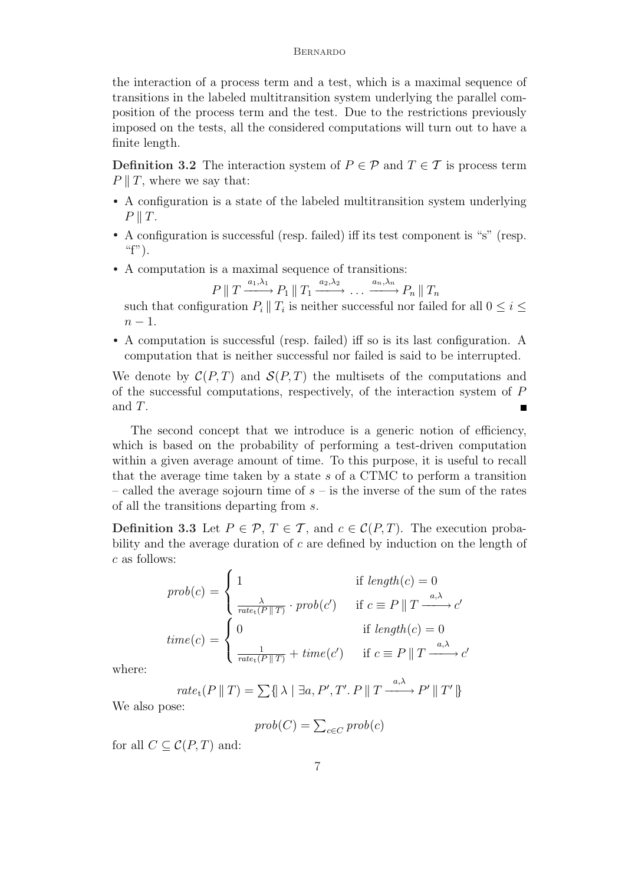the interaction of a process term and a test, which is a maximal sequence of transitions in the labeled multitransition system underlying the parallel composition of the process term and the test. Due to the restrictions previously imposed on the tests, all the considered computations will turn out to have a finite length.

**Definition 3.2** The interaction system of $P \in \mathcal{P}$ and $T \in \mathcal{T}$ is process term $P \,\|\, T$, where we say that:

- A configuration is a state of the labeled multitransition system underlying $P \,\|\, T$.
- A configuration is successful (resp. failed) iff its test component is "s" (resp. "f").
- A computation is a maximal sequence of transitions:
$$P \,\|\, T \xrightarrow{a_1,\lambda_1} P_1 \,\|\, T_1 \xrightarrow{a_2,\lambda_2} \ldots \xrightarrow{a_n,\lambda_n} P_n \,\|\, T_n$$
such that configuration $P_i \,\|\, T_i$ is neither successful nor failed for all $0 \leq i \leq n-1$.
- A computation is successful (resp. failed) iff so is its last configuration. A computation that is neither successful nor failed is said to be interrupted.

We denote by $\mathcal{C}(P, T)$ and $\mathcal{S}(P, T)$ the multisets of the computations and of the successful computations, respectively, of the interaction system of $P$ and $T$. ■

The second concept that we introduce is a generic notion of efficiency, which is based on the probability of performing a test-driven computation within a given average amount of time. To this purpose, it is useful to recall that the average time taken by a state $s$ of a CTMC to perform a transition – called the average sojourn time of $s$ – is the inverse of the sum of the rates of all the transitions departing from $s$.

**Definition 3.3** Let $P \in \mathcal{P}$, $T \in \mathcal{T}$, and $c \in \mathcal{C}(P, T)$. The execution probability and the average duration of $c$ are defined by induction on the length of $c$ as follows:

$$prob(c) = \begin{cases} 1 & \text{if } length(c) = 0 \\ \frac{\lambda}{rate_{\mathrm{t}}(P \,\|\, T)} \cdot prob(c') & \text{if } c \equiv P \,\|\, T \xrightarrow{a,\lambda} c' \end{cases}$$

$$time(c) = \begin{cases} 0 & \text{if } length(c) = 0 \\ \frac{1}{rate_{\mathrm{t}}(P \,\|\, T)} + time(c') & \text{if } c \equiv P \,\|\, T \xrightarrow{a,\lambda} c' \end{cases}$$

where:

$$rate_{\mathrm{t}}(P \,\|\, T) = \sum \{\!| \, \lambda \mid \exists a, P', T'.\, P \,\|\, T \xrightarrow{a,\lambda} P' \,\|\, T' \, |\!\}$$

We also pose:

$$prob(C) = \sum_{c \in C} prob(c)$$

for all $C \subseteq \mathcal{C}(P, T)$ and: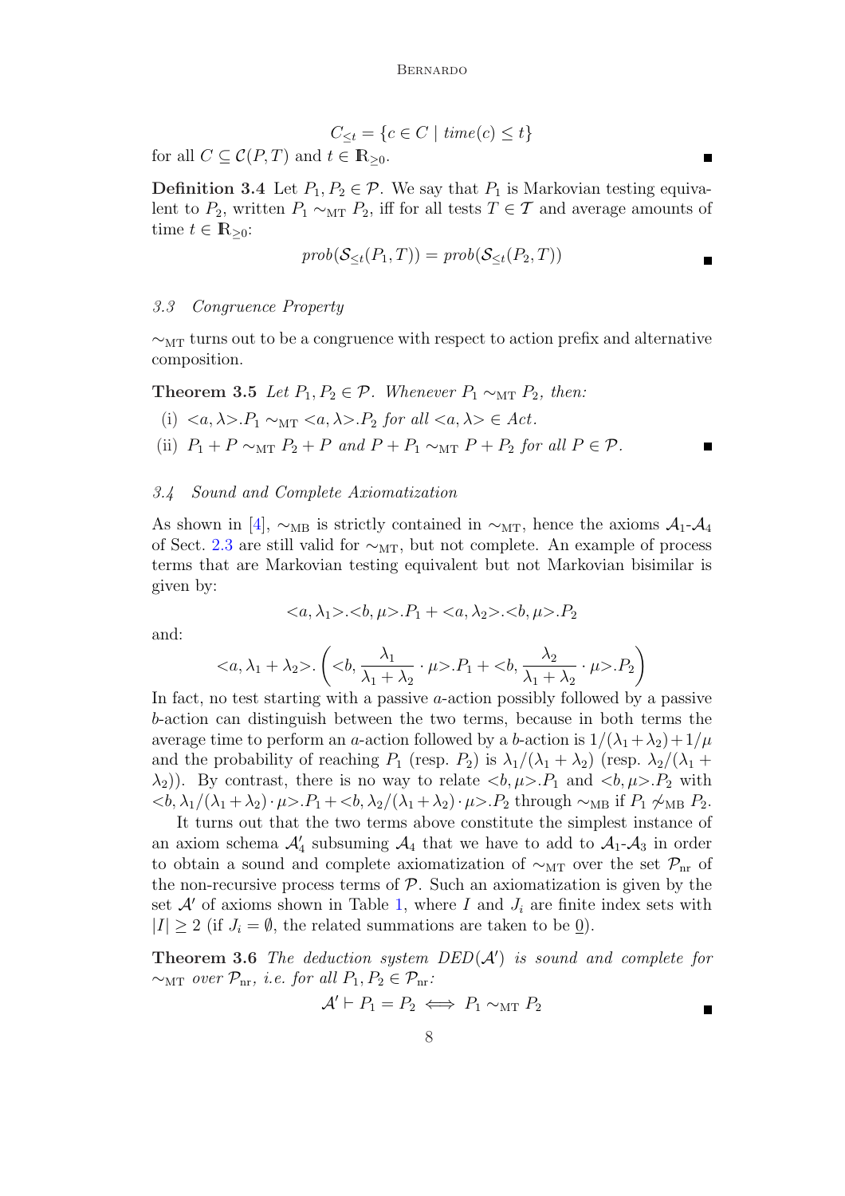$$C_{\leq t} = \{c \in C \mid time(c) \leq t\}$$

for all $C \subseteq \mathcal{C}(P, T)$ and $t \in \mathbb{R}_{\geq 0}$. ∎

**Definition 3.4** Let $P_1, P_2 \in \mathcal{P}$. We say that $P_1$ is Markovian testing equivalent to $P_2$, written $P_1 \sim_{\rm MT} P_2$, iff for all tests $T \in \mathcal{T}$ and average amounts of time $t \in \mathbb{R}_{\geq 0}$:

$$prob(\mathcal{S}_{\leq t}(P_1, T)) = prob(\mathcal{S}_{\leq t}(P_2, T))$$

∎

### *3.3 Congruence Property*

$\sim_{\rm MT}$ turns out to be a congruence with respect to action prefix and alternative composition.

**Theorem 3.5** *Let $P_1, P_2 \in \mathcal{P}$. Whenever $P_1 \sim_{\rm MT} P_2$, then:*

- (i) $<a, \lambda>.P_1 \sim_{\rm MT} <a, \lambda>.P_2$ *for all* $<a, \lambda> \in Act$.
- (ii) $P_1 + P \sim_{\rm MT} P_2 + P$ *and* $P + P_1 \sim_{\rm MT} P + P_2$ *for all* $P \in \mathcal{P}$. ∎

### *3.4 Sound and Complete Axiomatization*

As shown in [4], $\sim_{\rm MB}$ is strictly contained in $\sim_{\rm MT}$, hence the axioms $\mathcal{A}_1$-$\mathcal{A}_4$ of Sect. 2.3 are still valid for $\sim_{\rm MT}$, but not complete. An example of process terms that are Markovian testing equivalent but not Markovian bisimilar is given by:

$$<a, \lambda_1>.<b, \mu>.P_1 + <a, \lambda_2>.<b, \mu>.P_2$$

and:

$$<a, \lambda_1 + \lambda_2>. \left( <b, \frac{\lambda_1}{\lambda_1 + \lambda_2} \cdot \mu>.P_1 + <b, \frac{\lambda_2}{\lambda_1 + \lambda_2} \cdot \mu>.P_2 \right)$$

In fact, no test starting with a passive $a$-action possibly followed by a passive $b$-action can distinguish between the two terms, because in both terms the average time to perform an $a$-action followed by a $b$-action is $1/(\lambda_1 + \lambda_2) + 1/\mu$ and the probability of reaching $P_1$ (resp. $P_2$) is $\lambda_1/(\lambda_1 + \lambda_2)$ (resp. $\lambda_2/(\lambda_1 + \lambda_2)$). By contrast, there is no way to relate $<b, \mu>.P_1$ and $<b, \mu>.P_2$ with $<b, \lambda_1/(\lambda_1 + \lambda_2) \cdot \mu>.P_1 + <b, \lambda_2/(\lambda_1 + \lambda_2) \cdot \mu>.P_2$ through $\sim_{\rm MB}$ if $P_1 \not\sim_{\rm MB} P_2$.

It turns out that the two terms above constitute the simplest instance of an axiom schema $\mathcal{A}'_4$ subsuming $\mathcal{A}_4$ that we have to add to $\mathcal{A}_1$-$\mathcal{A}_3$ in order to obtain a sound and complete axiomatization of $\sim_{\rm MT}$ over the set $\mathcal{P}_{\rm nr}$ of the non-recursive process terms of $\mathcal{P}$. Such an axiomatization is given by the set $\mathcal{A}'$ of axioms shown in Table 1, where $I$ and $J_i$ are finite index sets with $|I| \geq 2$ (if $J_i = \emptyset$, the related summations are taken to be $\underline{0}$).

**Theorem 3.6** *The deduction system $DED(\mathcal{A}')$ is sound and complete for $\sim_{\rm MT}$ over $\mathcal{P}_{\rm nr}$, i.e. for all $P_1, P_2 \in \mathcal{P}_{\rm nr}$:*

$$\mathcal{A}' \vdash P_1 = P_2 \iff P_1 \sim_{\rm MT} P_2$$

∎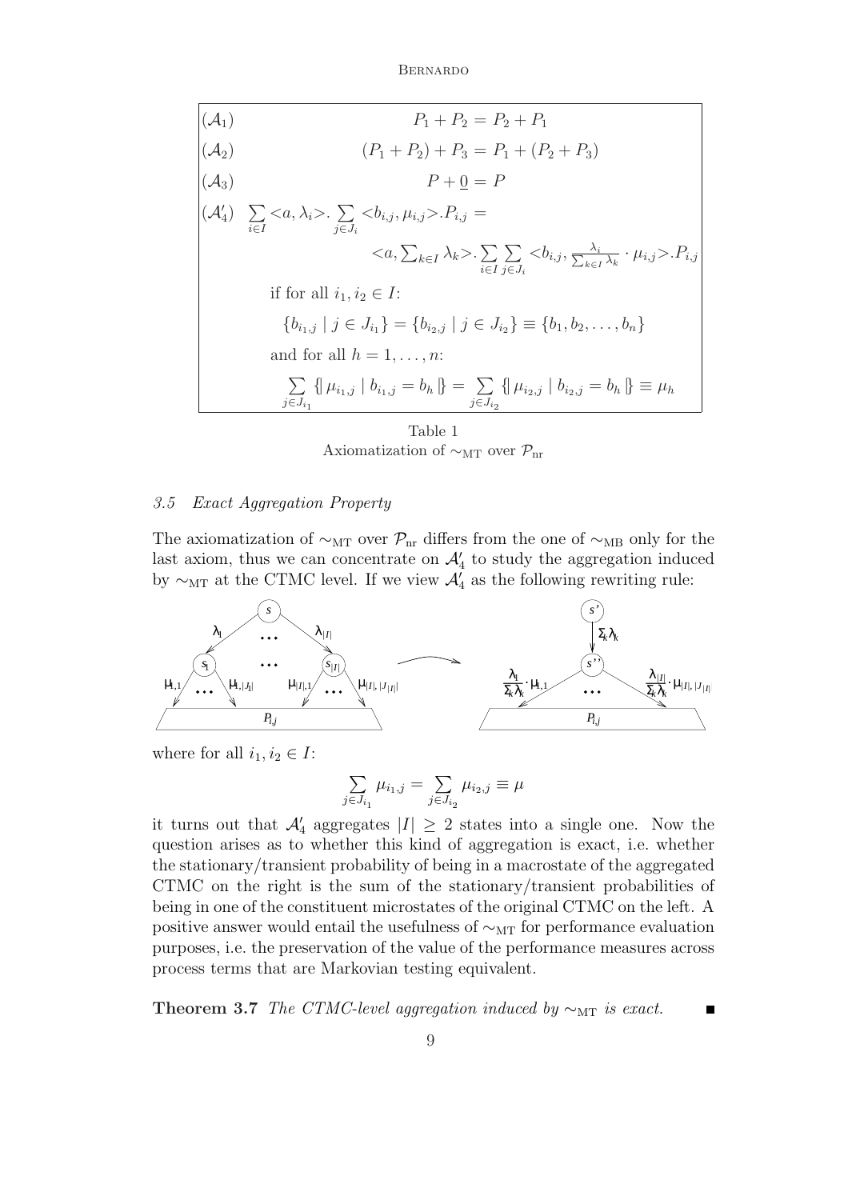$$(\mathcal{A}_1) \qquad P_1 + P_2 = P_2 + P_1$$

$$(\mathcal{A}_2) \qquad (P_1 + P_2) + P_3 = P_1 + (P_2 + P_3)$$

$$(\mathcal{A}_3) \qquad P + \underline{0} = P$$

$$(\mathcal{A}'_4) \quad \sum_{i \in I} <a, \lambda_i>. \sum_{j \in J_i} <b_{i,j}, \mu_{i,j}>.P_{i,j} = \; <a, \textstyle\sum_{k \in I} \lambda_k>. \displaystyle\sum_{i \in I} \sum_{j \in J_i} <b_{i,j}, \frac{\lambda_i}{\sum_{k \in I} \lambda_k} \cdot \mu_{i,j}>.P_{i,j}$$

if for all $i_1, i_2 \in I$:

$$\{b_{i_1,j} \mid j \in J_{i_1}\} = \{b_{i_2,j} \mid j \in J_{i_2}\} \equiv \{b_1, b_2, \ldots, b_n\}$$

and for all $h = 1, \ldots, n$:

$$\sum_{j \in J_{i_1}} \{\!|\, \mu_{i_1,j} \mid b_{i_1,j} = b_h \,|\!\} = \sum_{j \in J_{i_2}} \{\!|\, \mu_{i_2,j} \mid b_{i_2,j} = b_h \,|\!\} \equiv \mu_h$$

Table 1
Axiomatization of $\sim_{\rm MT}$ over $\mathcal{P}_{\rm nr}$

### 3.5 Exact Aggregation Property

The axiomatization of $\sim_{\rm MT}$ over $\mathcal{P}_{\rm nr}$ differs from the one of $\sim_{\rm MB}$ only for the last axiom, thus we can concentrate on $\mathcal{A}'_4$ to study the aggregation induced by $\sim_{\rm MT}$ at the CTMC level. If we view $\mathcal{A}'_4$ as the following rewriting rule:

where for all $i_1, i_2 \in I$:

$$\sum_{j \in J_{i_1}} \mu_{i_1,j} = \sum_{j \in J_{i_2}} \mu_{i_2,j} \equiv \mu$$

it turns out that $\mathcal{A}'_4$ aggregates $|I| \geq 2$ states into a single one. Now the question arises as to whether this kind of aggregation is exact, i.e. whether the stationary/transient probability of being in a macrostate of the aggregated CTMC on the right is the sum of the stationary/transient probabilities of being in one of the constituent microstates of the original CTMC on the left. A positive answer would entail the usefulness of $\sim_{\rm MT}$ for performance evaluation purposes, i.e. the preservation of the value of the performance measures across process terms that are Markovian testing equivalent.

**Theorem 3.7** *The CTMC-level aggregation induced by $\sim_{\rm MT}$ is exact.* ∎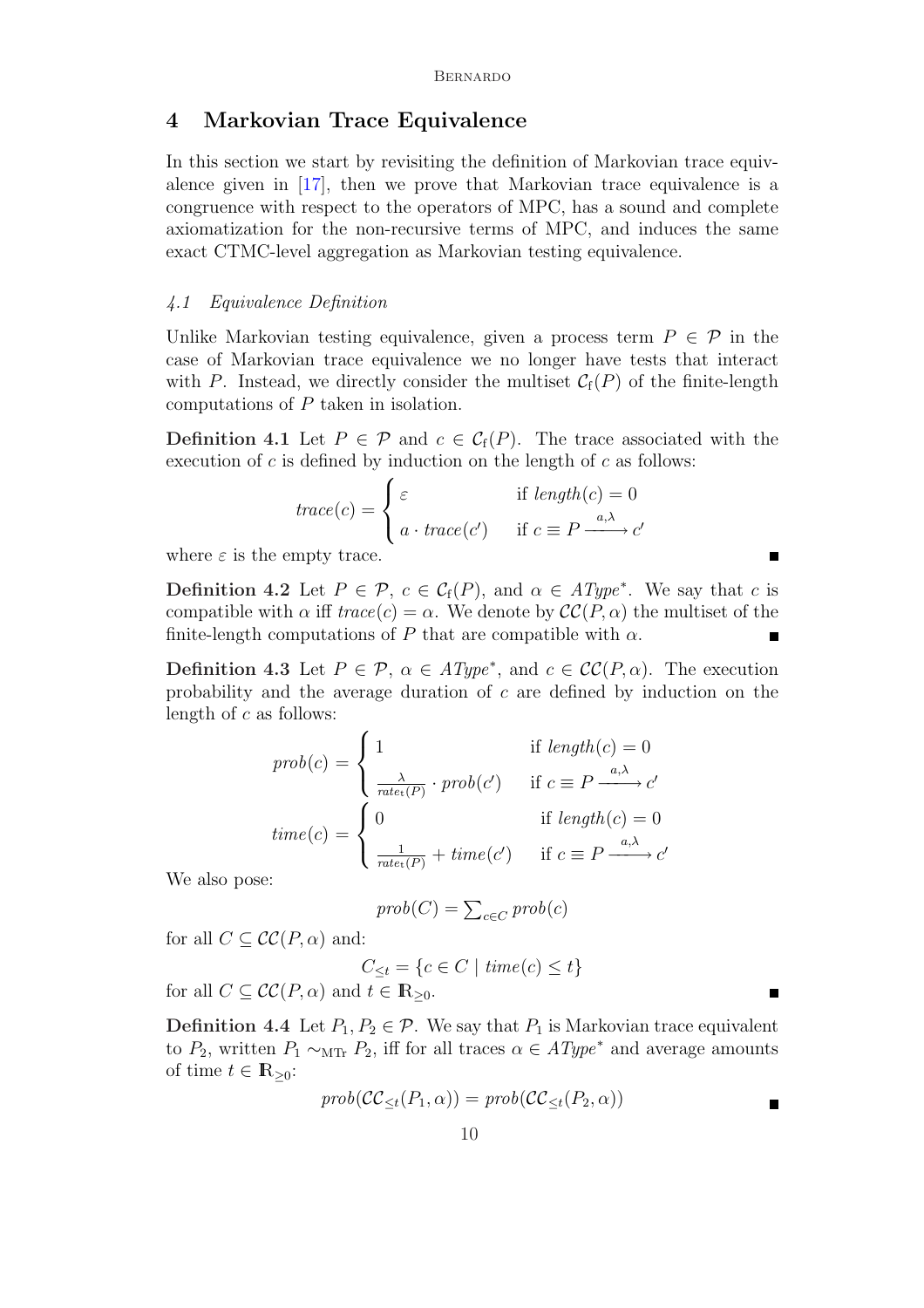## 4 Markovian Trace Equivalence

In this section we start by revisiting the definition of Markovian trace equivalence given in [17], then we prove that Markovian trace equivalence is a congruence with respect to the operators of MPC, has a sound and complete axiomatization for the non-recursive terms of MPC, and induces the same exact CTMC-level aggregation as Markovian testing equivalence.

### *4.1 Equivalence Definition*

Unlike Markovian testing equivalence, given a process term $P \in \mathcal{P}$ in the case of Markovian trace equivalence we no longer have tests that interact with $P$. Instead, we directly consider the multiset $\mathcal{C}_{\mathrm{f}}(P)$ of the finite-length computations of $P$ taken in isolation.

**Definition 4.1** Let $P \in \mathcal{P}$ and $c \in \mathcal{C}_{\mathrm{f}}(P)$. The trace associated with the execution of $c$ is defined by induction on the length of $c$ as follows:

$$
\mathit{trace}(c) = \begin{cases} \varepsilon & \text{if } \mathit{length}(c) = 0 \\ a \cdot \mathit{trace}(c') & \text{if } c \equiv P \xrightarrow{a,\lambda} c' \end{cases}
$$

where $\varepsilon$ is the empty trace. ■

**Definition 4.2** Let $P \in \mathcal{P}$, $c \in \mathcal{C}_{\mathrm{f}}(P)$, and $\alpha \in \mathit{AType}^*$. We say that $c$ is compatible with $\alpha$ iff $\mathit{trace}(c) = \alpha$. We denote by $\mathcal{CC}(P, \alpha)$ the multiset of the finite-length computations of $P$ that are compatible with $\alpha$. ■

**Definition 4.3** Let $P \in \mathcal{P}$, $\alpha \in \mathit{AType}^*$, and $c \in \mathcal{CC}(P, \alpha)$. The execution probability and the average duration of $c$ are defined by induction on the length of $c$ as follows:

$$
\mathit{prob}(c) = \begin{cases} 1 & \text{if } \mathit{length}(c) = 0 \\ \frac{\lambda}{\mathit{rate}_{\mathrm{t}}(P)} \cdot \mathit{prob}(c') & \text{if } c \equiv P \xrightarrow{a,\lambda} c' \end{cases}
$$

$$
\mathit{time}(c) = \begin{cases} 0 & \text{if } \mathit{length}(c) = 0 \\ \frac{1}{\mathit{rate}_{\mathrm{t}}(P)} + \mathit{time}(c') & \text{if } c \equiv P \xrightarrow{a,\lambda} c' \end{cases}
$$

We also pose:

$$
\mathit{prob}(C) = \sum_{c \in C} \mathit{prob}(c)
$$

for all $C \subseteq \mathcal{CC}(P, \alpha)$ and:

$$
C_{\leq t} = \{ c \in C \mid \mathit{time}(c) \leq t \}
$$

for all $C \subseteq \mathcal{CC}(P, \alpha)$ and $t \in \mathbb{R}_{\geq 0}$. ■

**Definition 4.4** Let $P_1, P_2 \in \mathcal{P}$. We say that $P_1$ is Markovian trace equivalent to $P_2$, written $P_1 \sim_{\mathrm{MTr}} P_2$, iff for all traces $\alpha \in \mathit{AType}^*$ and average amounts of time $t \in \mathbb{R}_{\geq 0}$:

$$
\mathit{prob}(\mathcal{CC}_{\leq t}(P_1, \alpha)) = \mathit{prob}(\mathcal{CC}_{\leq t}(P_2, \alpha))
$$

■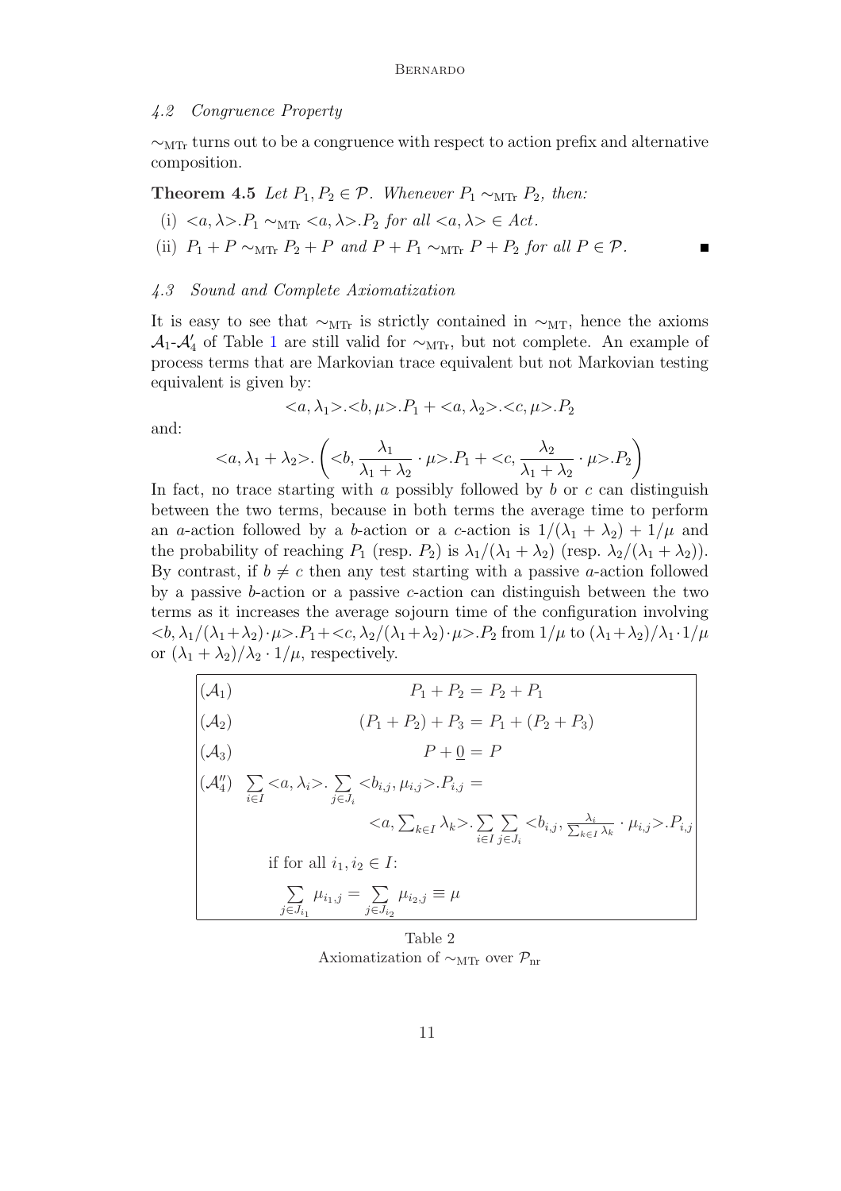### 4.2 Congruence Property

$\sim_{\rm MTr}$ turns out to be a congruence with respect to action prefix and alternative composition.

**Theorem 4.5** *Let $P_1, P_2 \in \mathcal{P}$. Whenever $P_1 \sim_{\rm MTr} P_2$, then:*

(i) $<a, \lambda>.P_1 \sim_{\rm MTr} <a, \lambda>.P_2$ *for all* $<a, \lambda> \in Act$.

(ii) $P_1 + P \sim_{\rm MTr} P_2 + P$ *and* $P + P_1 \sim_{\rm MTr} P + P_2$ *for all* $P \in \mathcal{P}$. ■

### 4.3 Sound and Complete Axiomatization

It is easy to see that $\sim_{\rm MTr}$ is strictly contained in $\sim_{\rm MT}$, hence the axioms $\mathcal{A}_1$-$\mathcal{A}'_4$ of Table 1 are still valid for $\sim_{\rm MTr}$, but not complete. An example of process terms that are Markovian trace equivalent but not Markovian testing equivalent is given by:

$$<a, \lambda_1>.<b, \mu>.P_1 + <a, \lambda_2>.<c, \mu>.P_2$$

and:

$$<a, \lambda_1 + \lambda_2>.\left(<b, \frac{\lambda_1}{\lambda_1 + \lambda_2} \cdot \mu>.P_1 + <c, \frac{\lambda_2}{\lambda_1 + \lambda_2} \cdot \mu>.P_2\right)$$

In fact, no trace starting with $a$ possibly followed by $b$ or $c$ can distinguish between the two terms, because in both terms the average time to perform an $a$-action followed by a $b$-action or a $c$-action is $1/(\lambda_1 + \lambda_2) + 1/\mu$ and the probability of reaching $P_1$ (resp. $P_2$) is $\lambda_1/(\lambda_1 + \lambda_2)$ (resp. $\lambda_2/(\lambda_1 + \lambda_2)$). By contrast, if $b \neq c$ then any test starting with a passive $a$-action followed by a passive $b$-action or a passive $c$-action can distinguish between the two terms as it increases the average sojourn time of the configuration involving $<b, \lambda_1/(\lambda_1+\lambda_2) \cdot \mu>.P_1 + <c, \lambda_2/(\lambda_1+\lambda_2) \cdot \mu>.P_2$ from $1/\mu$ to $(\lambda_1+\lambda_2)/\lambda_1 \cdot 1/\mu$ or $(\lambda_1 + \lambda_2)/\lambda_2 \cdot 1/\mu$, respectively.

| | |
|---|---|
| $(\mathcal{A}_1)$ | $P_1 + P_2 = P_2 + P_1$ |
| $(\mathcal{A}_2)$ | $(P_1 + P_2) + P_3 = P_1 + (P_2 + P_3)$ |
| $(\mathcal{A}_3)$ | $P + \underline{0} = P$ |
| $(\mathcal{A}''_4)$ | $\sum\limits_{i \in I} <a, \lambda_i>.\sum\limits_{j \in J_i} <b_{i,j}, \mu_{i,j}>.P_{i,j} = \; <a, \sum_{k \in I} \lambda_k>.\sum\limits_{i \in I}\sum\limits_{j \in J_i} <b_{i,j}, \frac{\lambda_i}{\sum_{k \in I} \lambda_k} \cdot \mu_{i,j}>.P_{i,j}$ if for all $i_1, i_2 \in I$: $\sum\limits_{j \in J_{i_1}} \mu_{i_1,j} = \sum\limits_{j \in J_{i_2}} \mu_{i_2,j} \equiv \mu$ |

Table 2
Axiomatization of $\sim_{\rm MTr}$ over $\mathcal{P}_{\rm nr}$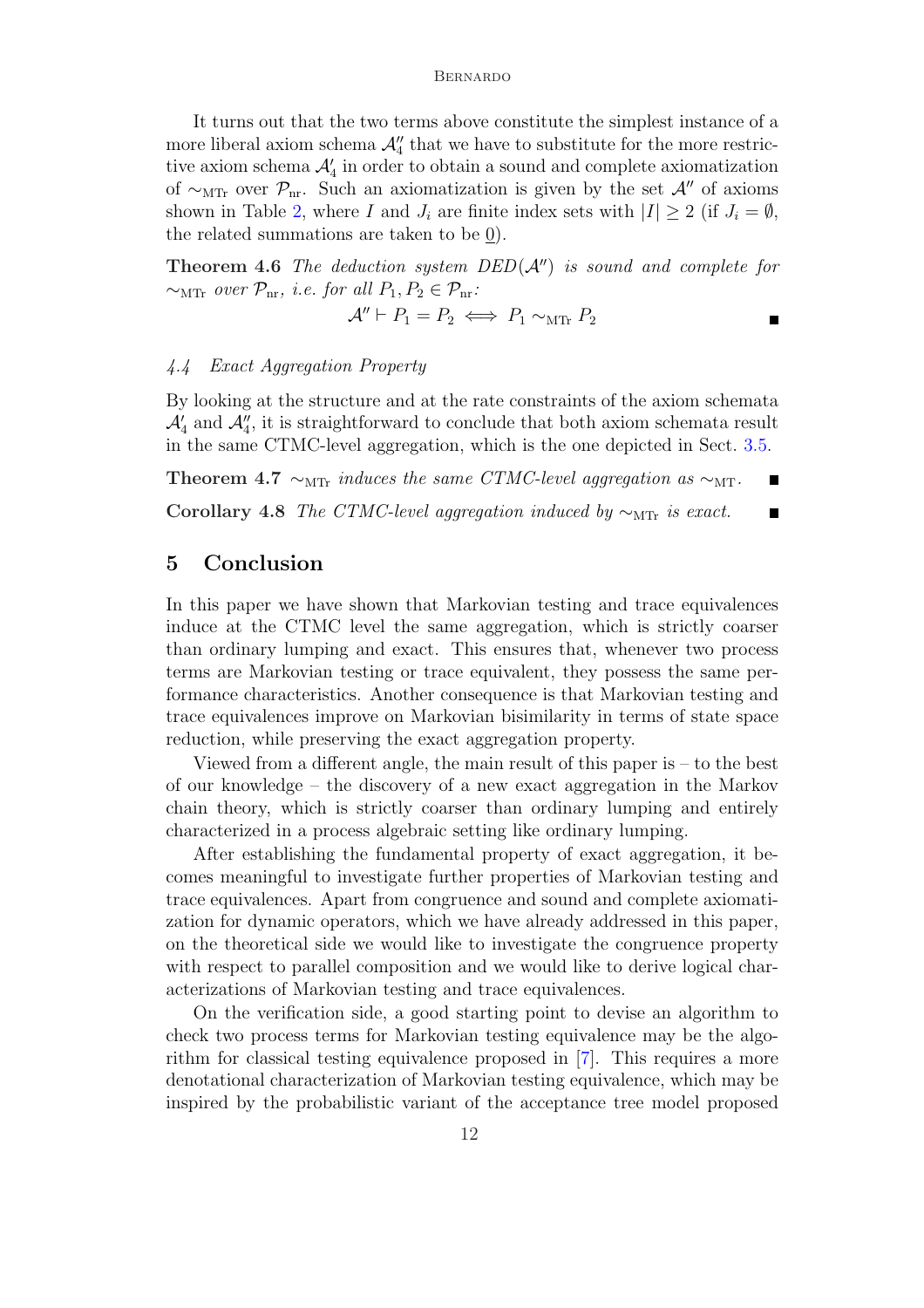It turns out that the two terms above constitute the simplest instance of a more liberal axiom schema $\mathcal{A}''_4$ that we have to substitute for the more restrictive axiom schema $\mathcal{A}'_4$ in order to obtain a sound and complete axiomatization of $\sim_{\mathrm{MTr}}$ over $\mathcal{P}_{\mathrm{nr}}$. Such an axiomatization is given by the set $\mathcal{A}''$ of axioms shown in Table 2, where $I$ and $J_i$ are finite index sets with $|I| \geq 2$ (if $J_i = \emptyset$, the related summations are taken to be $\underline{0}$).

**Theorem 4.6** *The deduction system $DED(\mathcal{A}'')$ is sound and complete for $\sim_{\mathrm{MTr}}$ over $\mathcal{P}_{\mathrm{nr}}$, i.e. for all $P_1, P_2 \in \mathcal{P}_{\mathrm{nr}}$:*

$$\mathcal{A}'' \vdash P_1 = P_2 \iff P_1 \sim_{\mathrm{MTr}} P_2$$

■

### 4.4 Exact Aggregation Property

By looking at the structure and at the rate constraints of the axiom schemata $\mathcal{A}'_4$ and $\mathcal{A}''_4$, it is straightforward to conclude that both axiom schemata result in the same CTMC-level aggregation, which is the one depicted in Sect. 3.5.

**Theorem 4.7** *$\sim_{\mathrm{MTr}}$ induces the same CTMC-level aggregation as $\sim_{\mathrm{MT}}$.* ■

**Corollary 4.8** *The CTMC-level aggregation induced by $\sim_{\mathrm{MTr}}$ is exact.* ■

## 5 Conclusion

In this paper we have shown that Markovian testing and trace equivalences induce at the CTMC level the same aggregation, which is strictly coarser than ordinary lumping and exact. This ensures that, whenever two process terms are Markovian testing or trace equivalent, they possess the same performance characteristics. Another consequence is that Markovian testing and trace equivalences improve on Markovian bisimilarity in terms of state space reduction, while preserving the exact aggregation property.

Viewed from a different angle, the main result of this paper is – to the best of our knowledge – the discovery of a new exact aggregation in the Markov chain theory, which is strictly coarser than ordinary lumping and entirely characterized in a process algebraic setting like ordinary lumping.

After establishing the fundamental property of exact aggregation, it becomes meaningful to investigate further properties of Markovian testing and trace equivalences. Apart from congruence and sound and complete axiomatization for dynamic operators, which we have already addressed in this paper, on the theoretical side we would like to investigate the congruence property with respect to parallel composition and we would like to derive logical characterizations of Markovian testing and trace equivalences.

On the verification side, a good starting point to devise an algorithm to check two process terms for Markovian testing equivalence may be the algorithm for classical testing equivalence proposed in [7]. This requires a more denotational characterization of Markovian testing equivalence, which may be inspired by the probabilistic variant of the acceptance tree model proposed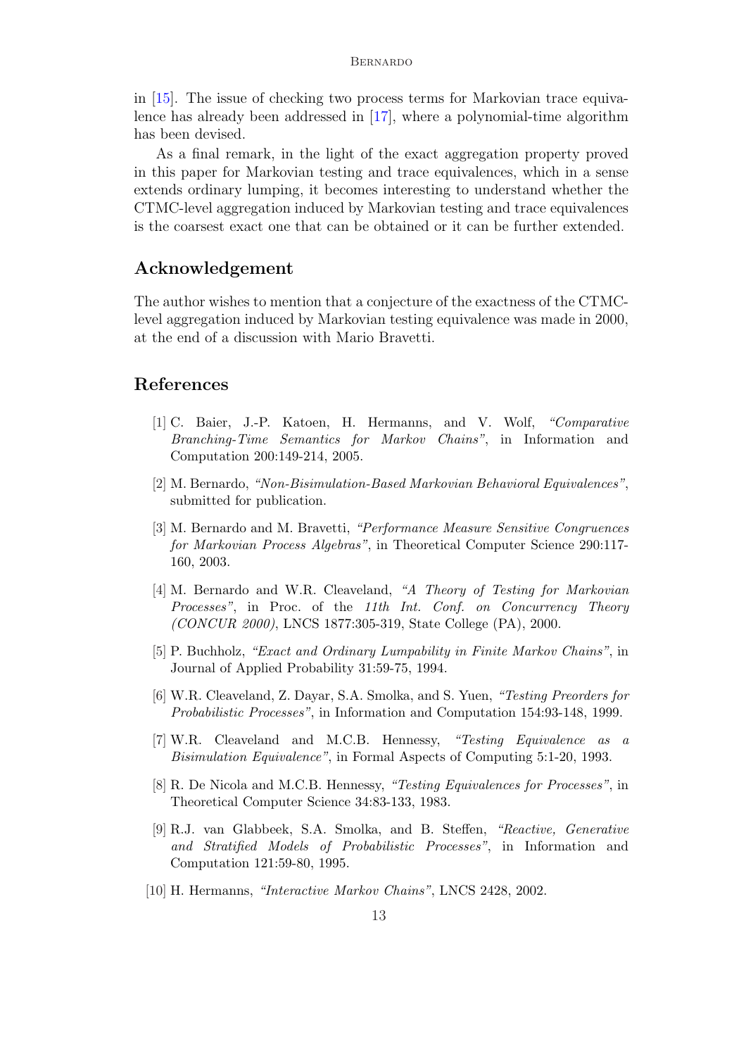in [15]. The issue of checking two process terms for Markovian trace equivalence has already been addressed in [17], where a polynomial-time algorithm has been devised.

As a final remark, in the light of the exact aggregation property proved in this paper for Markovian testing and trace equivalences, which in a sense extends ordinary lumping, it becomes interesting to understand whether the CTMC-level aggregation induced by Markovian testing and trace equivalences is the coarsest exact one that can be obtained or it can be further extended.

## Acknowledgement

The author wishes to mention that a conjecture of the exactness of the CTMC-level aggregation induced by Markovian testing equivalence was made in 2000, at the end of a discussion with Mario Bravetti.

## References

[1] C. Baier, J.-P. Katoen, H. Hermanns, and V. Wolf, *"Comparative Branching-Time Semantics for Markov Chains"*, in Information and Computation 200:149-214, 2005.

[2] M. Bernardo, *"Non-Bisimulation-Based Markovian Behavioral Equivalences"*, submitted for publication.

[3] M. Bernardo and M. Bravetti, *"Performance Measure Sensitive Congruences for Markovian Process Algebras"*, in Theoretical Computer Science 290:117-160, 2003.

[4] M. Bernardo and W.R. Cleaveland, *"A Theory of Testing for Markovian Processes"*, in Proc. of the *11th Int. Conf. on Concurrency Theory (CONCUR 2000)*, LNCS 1877:305-319, State College (PA), 2000.

[5] P. Buchholz, *"Exact and Ordinary Lumpability in Finite Markov Chains"*, in Journal of Applied Probability 31:59-75, 1994.

[6] W.R. Cleaveland, Z. Dayar, S.A. Smolka, and S. Yuen, *"Testing Preorders for Probabilistic Processes"*, in Information and Computation 154:93-148, 1999.

[7] W.R. Cleaveland and M.C.B. Hennessy, *"Testing Equivalence as a Bisimulation Equivalence"*, in Formal Aspects of Computing 5:1-20, 1993.

[8] R. De Nicola and M.C.B. Hennessy, *"Testing Equivalences for Processes"*, in Theoretical Computer Science 34:83-133, 1983.

[9] R.J. van Glabbeek, S.A. Smolka, and B. Steffen, *"Reactive, Generative and Stratified Models of Probabilistic Processes"*, in Information and Computation 121:59-80, 1995.

[10] H. Hermanns, *"Interactive Markov Chains"*, LNCS 2428, 2002.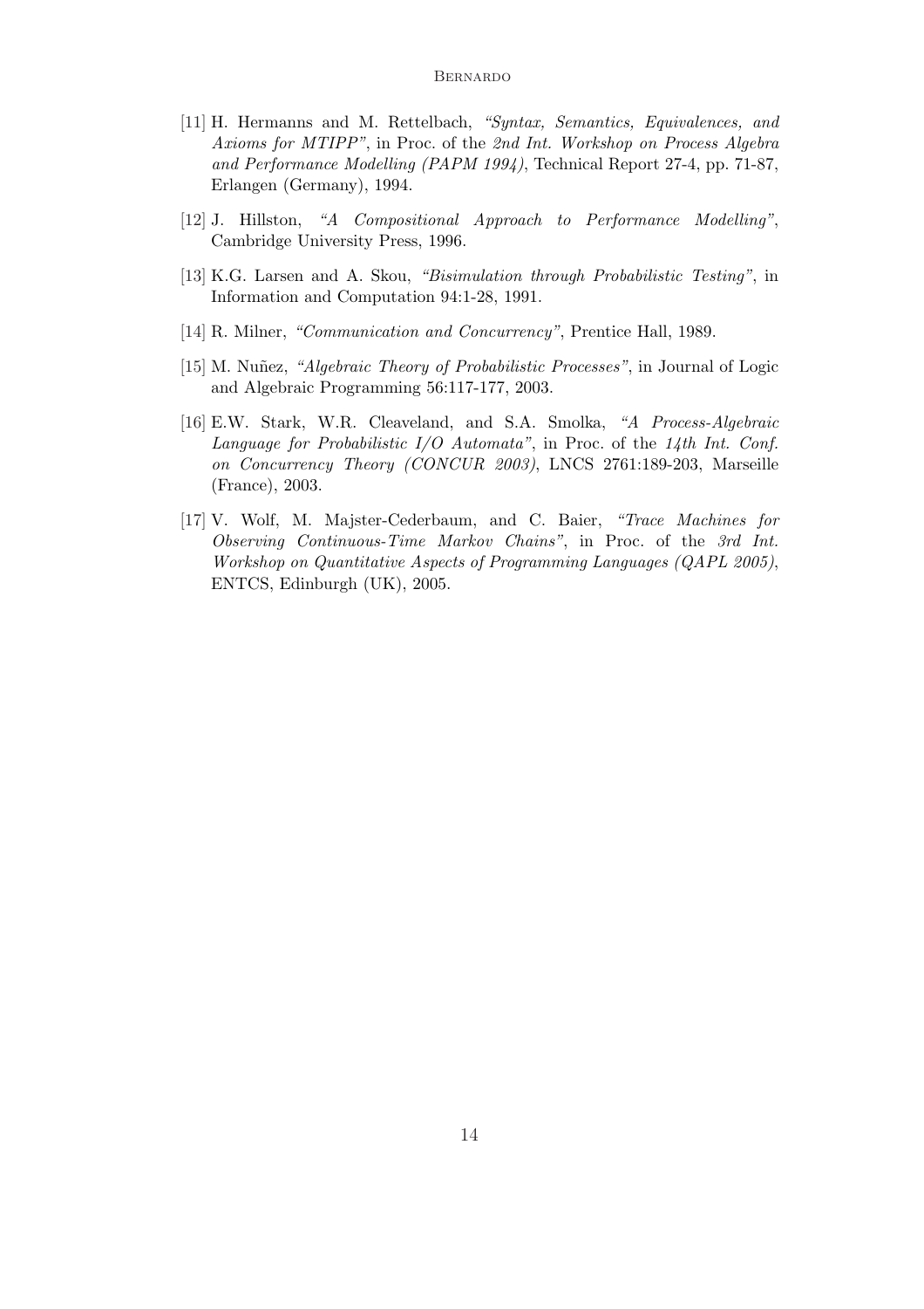[11] H. Hermanns and M. Rettelbach, *"Syntax, Semantics, Equivalences, and Axioms for MTIPP"*, in Proc. of the *2nd Int. Workshop on Process Algebra and Performance Modelling (PAPM 1994)*, Technical Report 27-4, pp. 71-87, Erlangen (Germany), 1994.

[12] J. Hillston, *"A Compositional Approach to Performance Modelling"*, Cambridge University Press, 1996.

[13] K.G. Larsen and A. Skou, *"Bisimulation through Probabilistic Testing"*, in Information and Computation 94:1-28, 1991.

[14] R. Milner, *"Communication and Concurrency"*, Prentice Hall, 1989.

[15] M. Nuñez, *"Algebraic Theory of Probabilistic Processes"*, in Journal of Logic and Algebraic Programming 56:117-177, 2003.

[16] E.W. Stark, W.R. Cleaveland, and S.A. Smolka, *"A Process-Algebraic Language for Probabilistic I/O Automata"*, in Proc. of the *14th Int. Conf. on Concurrency Theory (CONCUR 2003)*, LNCS 2761:189-203, Marseille (France), 2003.

[17] V. Wolf, M. Majster-Cederbaum, and C. Baier, *"Trace Machines for Observing Continuous-Time Markov Chains"*, in Proc. of the *3rd Int. Workshop on Quantitative Aspects of Programming Languages (QAPL 2005)*, ENTCS, Edinburgh (UK), 2005.